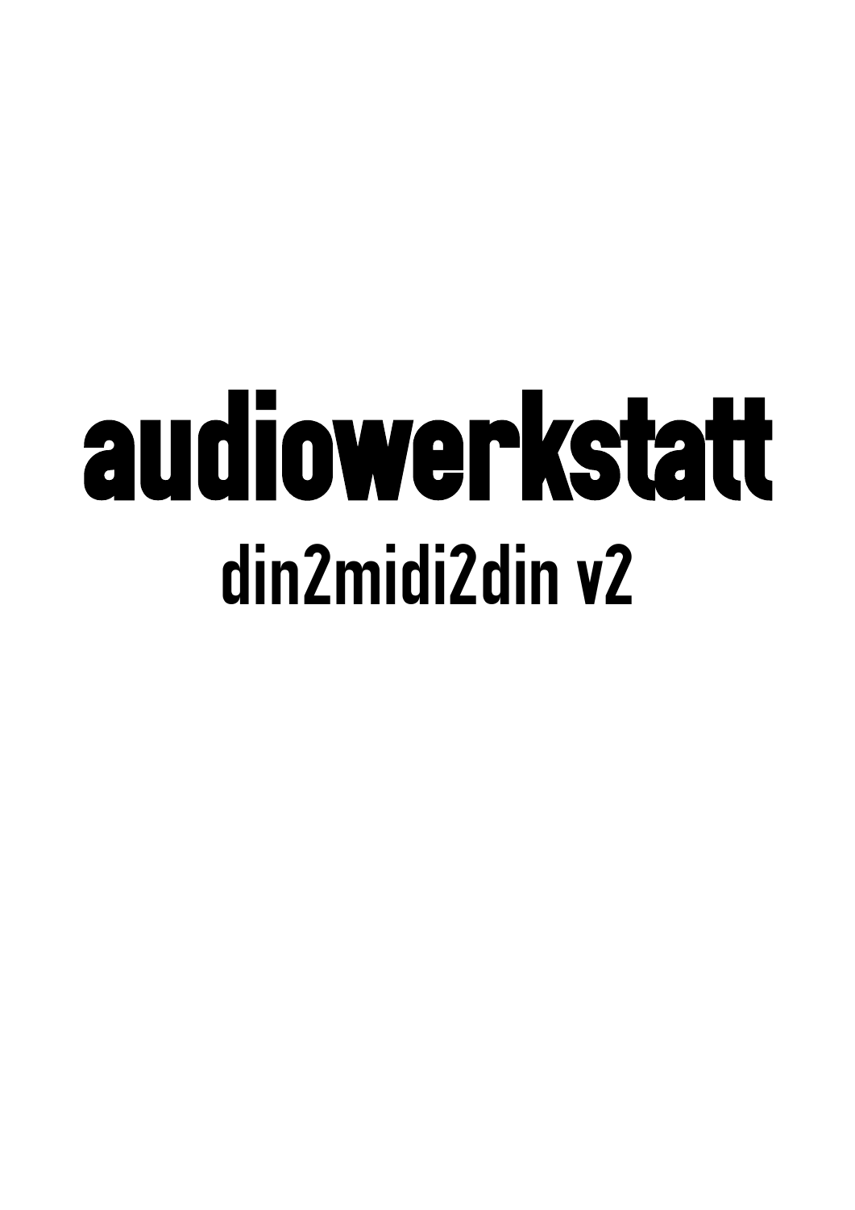# audiowerkstatt

## din2midi2din v2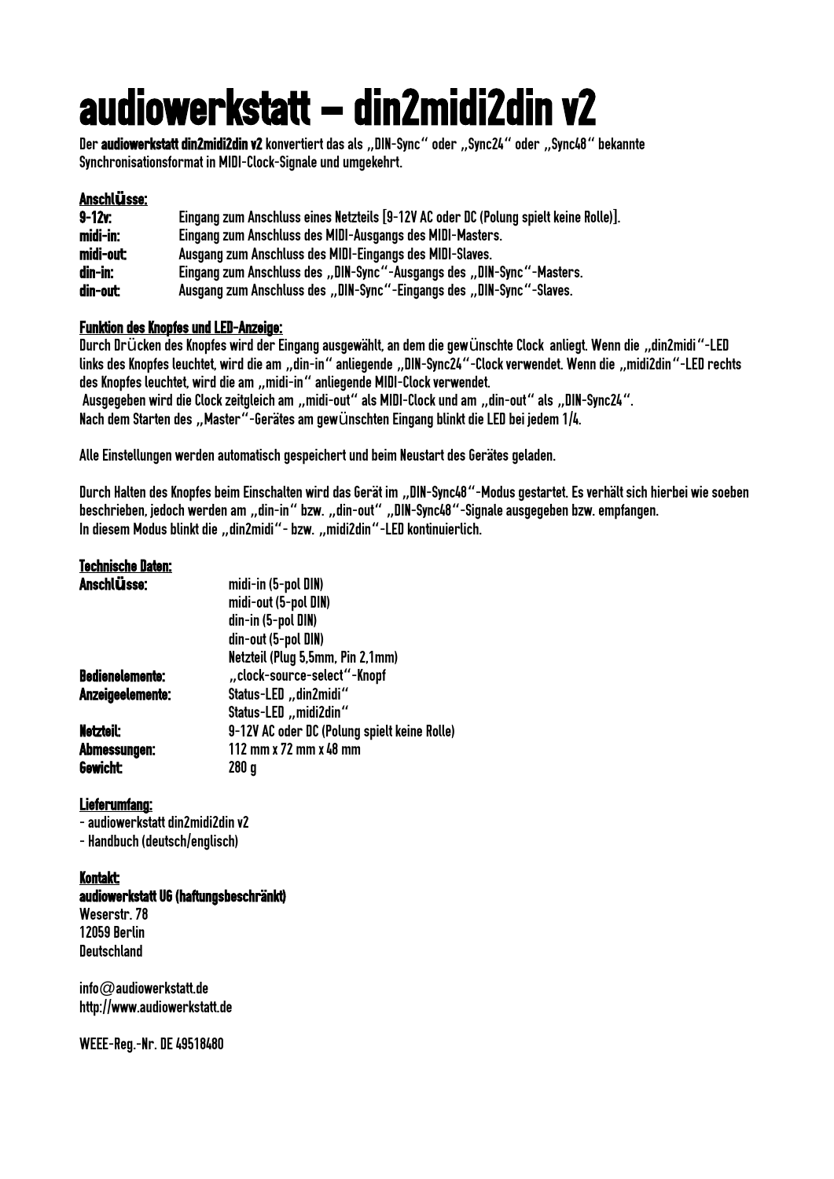# audiowerkstatt – din2midi2din v2

Der **audiowerkstatt din2midi2din v2** konvertiert das als „DIN-Sync" oder „Sync24" oder „Sync48" bekannte Synchronisationsformat in MIDI-Clock-Signale und umgekehrt.

**Anschlüsse:**

| | |
|---|---|
| **9-12v:** | Eingang zum Anschluss eines Netzteils [9-12V AC oder DC (Polung spielt keine Rolle)]. |
| **midi-in:** | Eingang zum Anschluss des MIDI-Ausgangs des MIDI-Masters. |
| **midi-out:** | Ausgang zum Anschluss des MIDI-Eingangs des MIDI-Slaves. |
| **din-in:** | Eingang zum Anschluss des „DIN-Sync"-Ausgangs des „DIN-Sync"-Masters. |
| **din-out:** | Ausgang zum Anschluss des „DIN-Sync"-Eingangs des „DIN-Sync"-Slaves. |

**Funktion des Knopfes und LED-Anzeige:**

Durch Drücken des Knopfes wird der Eingang ausgewählt, an dem die gewünschte Clock anliegt. Wenn die „din2midi"-LED links des Knopfes leuchtet, wird die am „din-in" anliegende „DIN-Sync24"-Clock verwendet. Wenn die „midi2din"-LED rechts des Knopfes leuchtet, wird die am „midi-in" anliegende MIDI-Clock verwendet.
Ausgegeben wird die Clock zeitgleich am „midi-out" als MIDI-Clock und am „din-out" als „DIN-Sync24".
Nach dem Starten des „Master"-Gerätes am gewünschten Eingang blinkt die LED bei jedem 1/4.

Alle Einstellungen werden automatisch gespeichert und beim Neustart des Gerätes geladen.

Durch Halten des Knopfes beim Einschalten wird das Gerät im „DIN-Sync48"-Modus gestartet. Es verhält sich hierbei wie soeben beschrieben, jedoch werden am „din-in" bzw. „din-out" „DIN-Sync48"-Signale ausgegeben bzw. empfangen.
In diesem Modus blinkt die „din2midi"- bzw. „midi2din"-LED kontinuierlich.

**Technische Daten:**

| | |
|---|---|
| **Anschlüsse:** | midi-in (5-pol DIN) |
| | midi-out (5-pol DIN) |
| | din-in (5-pol DIN) |
| | din-out (5-pol DIN) |
| | Netzteil (Plug 5,5mm, Pin 2,1mm) |
| **Bedienelemente:** | „clock-source-select"-Knopf |
| **Anzeigeelemente:** | Status-LED „din2midi" |
| | Status-LED „midi2din" |
| **Netzteil:** | 9-12V AC oder DC (Polung spielt keine Rolle) |
| **Abmessungen:** | 112 mm x 72 mm x 48 mm |
| **Gewicht:** | 280 g |

**Lieferumfang:**

- audiowerkstatt din2midi2din v2
- Handbuch (deutsch/englisch)

**Kontakt:**

**audiowerkstatt UG (haftungsbeschränkt)**
Weserstr. 78
12059 Berlin
Deutschland

info@audiowerkstatt.de
http://www.audiowerkstatt.de

WEEE-Reg.-Nr. DE 49518480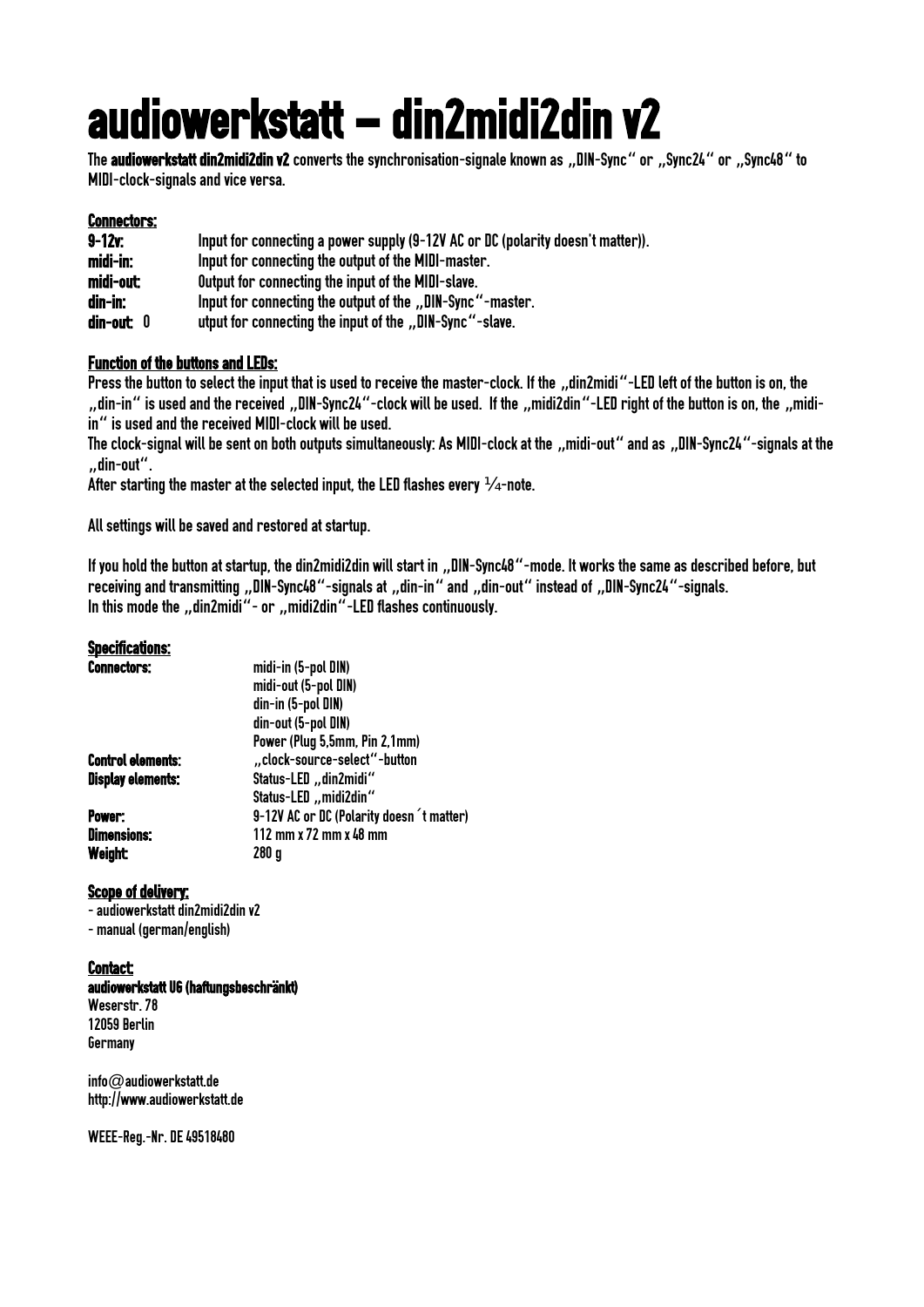# audiowerkstatt – din2midi2din v2

The **audiowerkstatt din2midi2din v2** converts the synchronisation-signale known as „DIN-Sync“ or „Sync24“ or „Sync48“ to MIDI-clock-signals and vice versa.

**Connectors:**

| | |
|---|---|
| **9-12v:** | Input for connecting a power supply (9-12V AC or DC (polarity doesn't matter)). |
| **midi-in:** | Input for connecting the output of the MIDI-master. |
| **midi-out:** | Output for connecting the input of the MIDI-slave. |
| **din-in:** | Input for connecting the output of the „DIN-Sync“-master. |
| **din-out:** O | utput for connecting the input of the „DIN-Sync“-slave. |

**Function of the buttons and LEDs:**

Press the button to select the input that is used to receive the master-clock. If the „din2midi“-LED left of the button is on, the „din-in“ is used and the received „DIN-Sync24“-clock will be used. If the „midi2din“-LED right of the button is on, the „midi-in“ is used and the received MIDI-clock will be used.

The clock-signal will be sent on both outputs simultaneously: As MIDI-clock at the „midi-out“ and as „DIN-Sync24“-signals at the „din-out“.

After starting the master at the selected input, the LED flashes every ¼-note.

All settings will be saved and restored at startup.

If you hold the button at startup, the din2midi2din will start in „DIN-Sync48“-mode. It works the same as described before, but receiving and transmitting „DIN-Sync48“-signals at „din-in“ and „din-out“ instead of „DIN-Sync24“-signals.
In this mode the „din2midi“- or „midi2din“-LED flashes continuously.

**Specifications:**

| | |
|---|---|
| **Connectors:** | midi-in (5-pol DIN) |
| | midi-out (5-pol DIN) |
| | din-in (5-pol DIN) |
| | din-out (5-pol DIN) |
| | Power (Plug 5,5mm, Pin 2,1mm) |
| **Control elements:** | „clock-source-select“-button |
| **Display elements:** | Status-LED „din2midi“ |
| | Status-LED „midi2din“ |
| **Power:** | 9-12V AC or DC (Polarity doesn´t matter) |
| **Dimensions:** | 112 mm x 72 mm x 48 mm |
| **Weight:** | 280 g |

**Scope of delivery:**

- audiowerkstatt din2midi2din v2
- manual (german/english)

**Contact:**

**audiowerkstatt UG (haftungsbeschränkt)**
Weserstr. 78
12059 Berlin
Germany

info@audiowerkstatt.de
http://www.audiowerkstatt.de

WEEE-Reg.-Nr. DE 49518480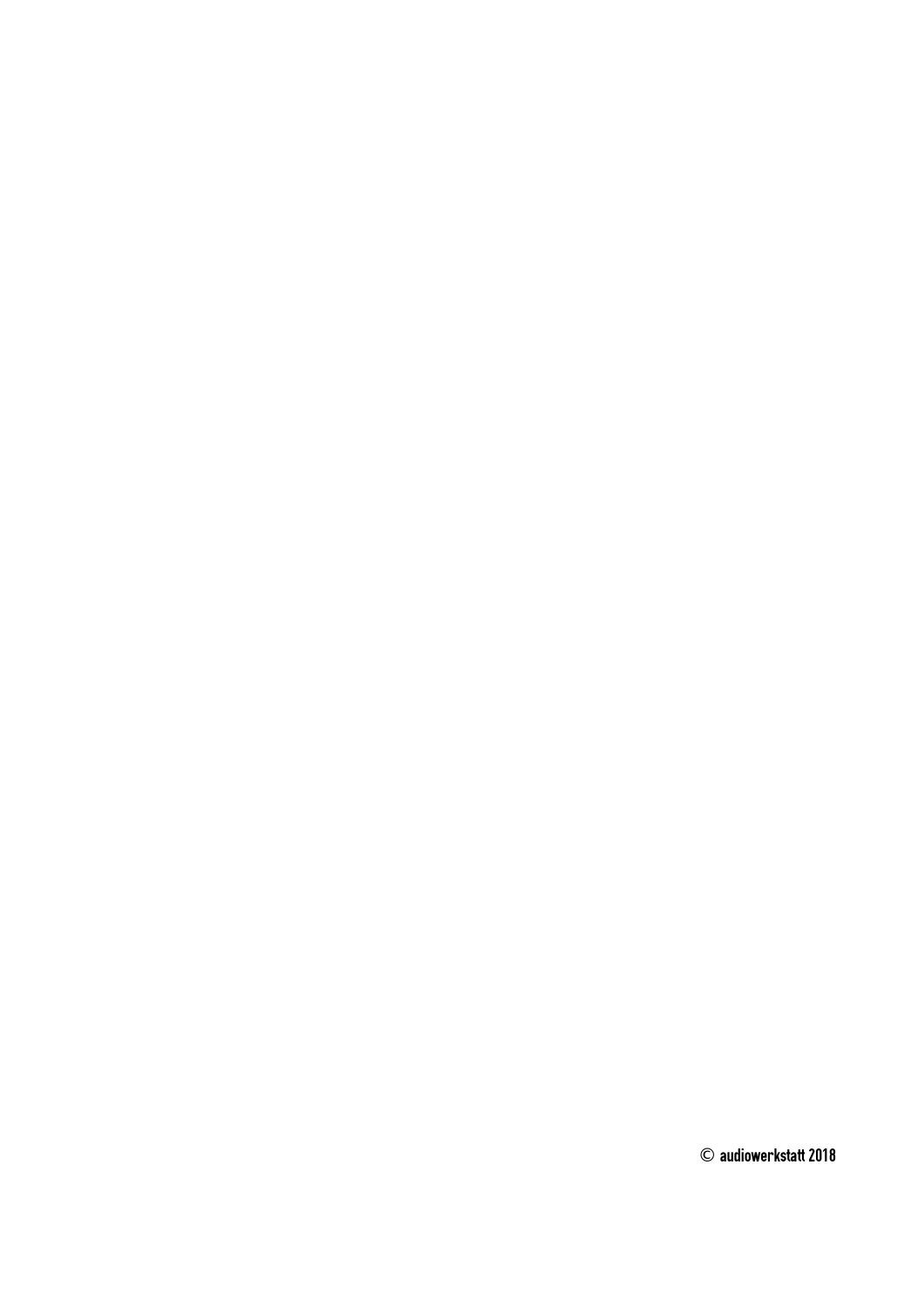© audiowerkstatt 2018